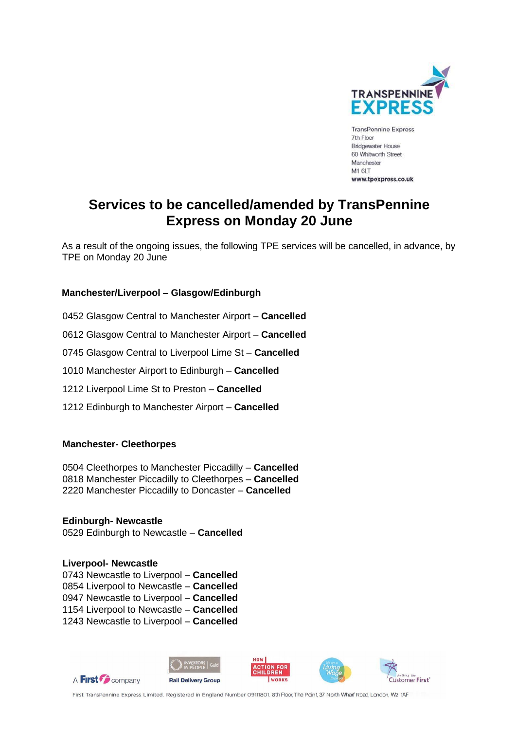TransPennine Express
7th Floor
Bridgewater House
60 Whitworth Street
Manchester
M1 6LT
**www.tpexpress.co.uk**

# Services to be cancelled/amended by TransPennine Express on Monday 20 June

As a result of the ongoing issues, the following TPE services will be cancelled, in advance, by TPE on Monday 20 June

### Manchester/Liverpool – Glasgow/Edinburgh

0452 Glasgow Central to Manchester Airport – **Cancelled**

0612 Glasgow Central to Manchester Airport – **Cancelled**

0745 Glasgow Central to Liverpool Lime St – **Cancelled**

1010 Manchester Airport to Edinburgh – **Cancelled**

1212 Liverpool Lime St to Preston – **Cancelled**

1212 Edinburgh to Manchester Airport – **Cancelled**

### Manchester- Cleethorpes

0504 Cleethorpes to Manchester Piccadilly – **Cancelled**
0818 Manchester Piccadilly to Cleethorpes – **Cancelled**
2220 Manchester Piccadilly to Doncaster – **Cancelled**

### Edinburgh- Newcastle

0529 Edinburgh to Newcastle – **Cancelled**

### Liverpool- Newcastle

0743 Newcastle to Liverpool – **Cancelled**
0854 Liverpool to Newcastle – **Cancelled**
0947 Newcastle to Liverpool – **Cancelled**
1154 Liverpool to Newcastle – **Cancelled**
1243 Newcastle to Liverpool – **Cancelled**

A First company

First TransPennine Express Limited. Registered in England Number 09111801. 8th Floor, The Point, 37 North Wharf Road, London, W2 1AF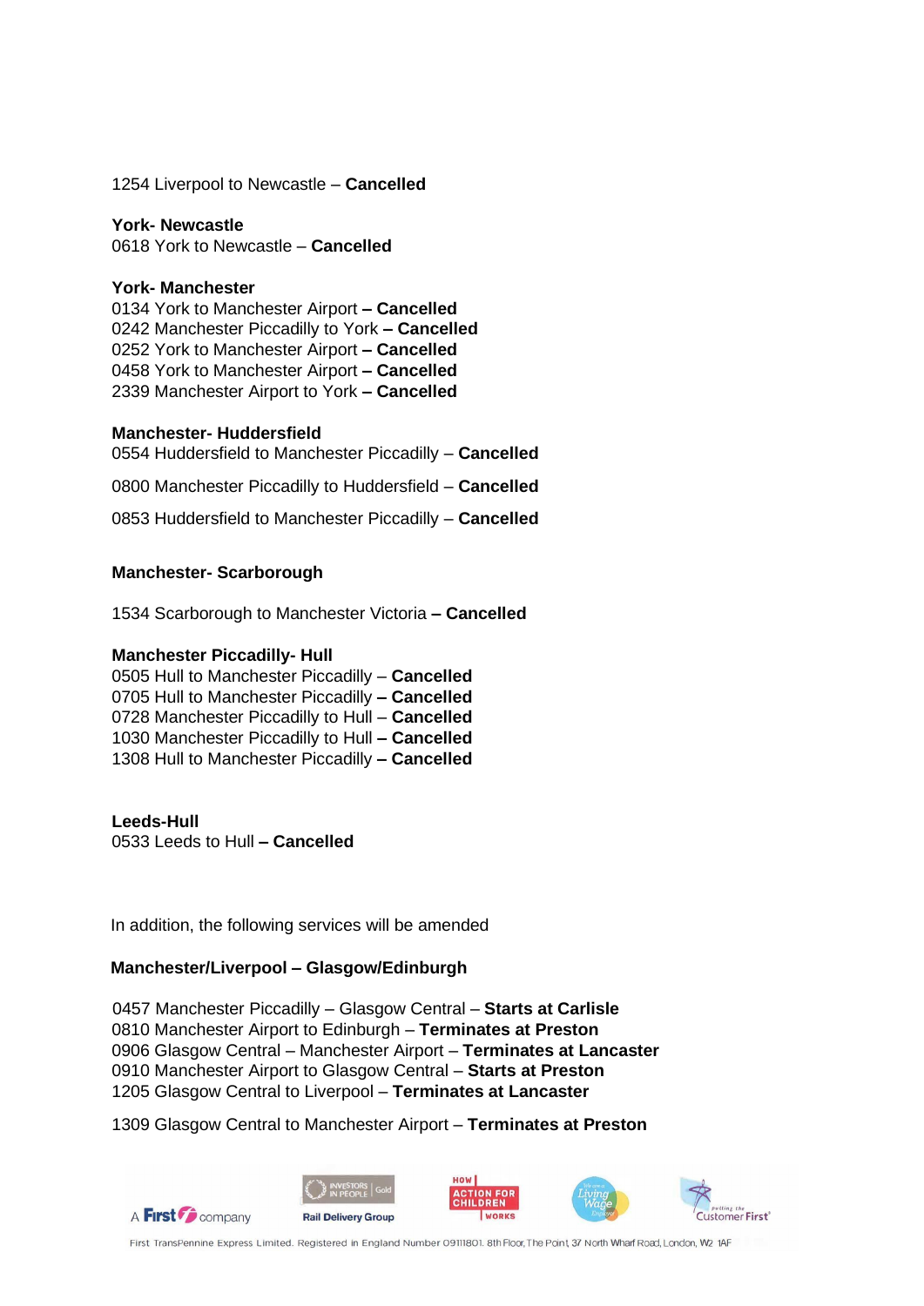1254 Liverpool to Newcastle – **Cancelled**

**York- Newcastle**
0618 York to Newcastle – **Cancelled**

**York- Manchester**
0134 York to Manchester Airport **– Cancelled**
0242 Manchester Piccadilly to York **– Cancelled**
0252 York to Manchester Airport **– Cancelled**
0458 York to Manchester Airport **– Cancelled**
2339 Manchester Airport to York **– Cancelled**

**Manchester- Huddersfield**
0554 Huddersfield to Manchester Piccadilly – **Cancelled**

0800 Manchester Piccadilly to Huddersfield – **Cancelled**

0853 Huddersfield to Manchester Piccadilly – **Cancelled**

**Manchester- Scarborough**

1534 Scarborough to Manchester Victoria **– Cancelled**

**Manchester Piccadilly- Hull**
0505 Hull to Manchester Piccadilly – **Cancelled**
0705 Hull to Manchester Piccadilly **– Cancelled**
0728 Manchester Piccadilly to Hull – **Cancelled**
1030 Manchester Piccadilly to Hull **– Cancelled**
1308 Hull to Manchester Piccadilly **– Cancelled**

**Leeds-Hull**
0533 Leeds to Hull **– Cancelled**

In addition, the following services will be amended

**Manchester/Liverpool – Glasgow/Edinburgh**

0457 Manchester Piccadilly – Glasgow Central – **Starts at Carlisle**
0810 Manchester Airport to Edinburgh – **Terminates at Preston**
0906 Glasgow Central – Manchester Airport – **Terminates at Lancaster**
0910 Manchester Airport to Glasgow Central – **Starts at Preston**
1205 Glasgow Central to Liverpool – **Terminates at Lancaster**

1309 Glasgow Central to Manchester Airport – **Terminates at Preston**

A First company | Investors in People Gold | Rail Delivery Group | How Action for Children Works | Living Wage Employer | Putting the Customer First

First TransPennine Express Limited. Registered in England Number 09111801. 8th Floor, The Point, 37 North Wharf Road, London, W2 1AF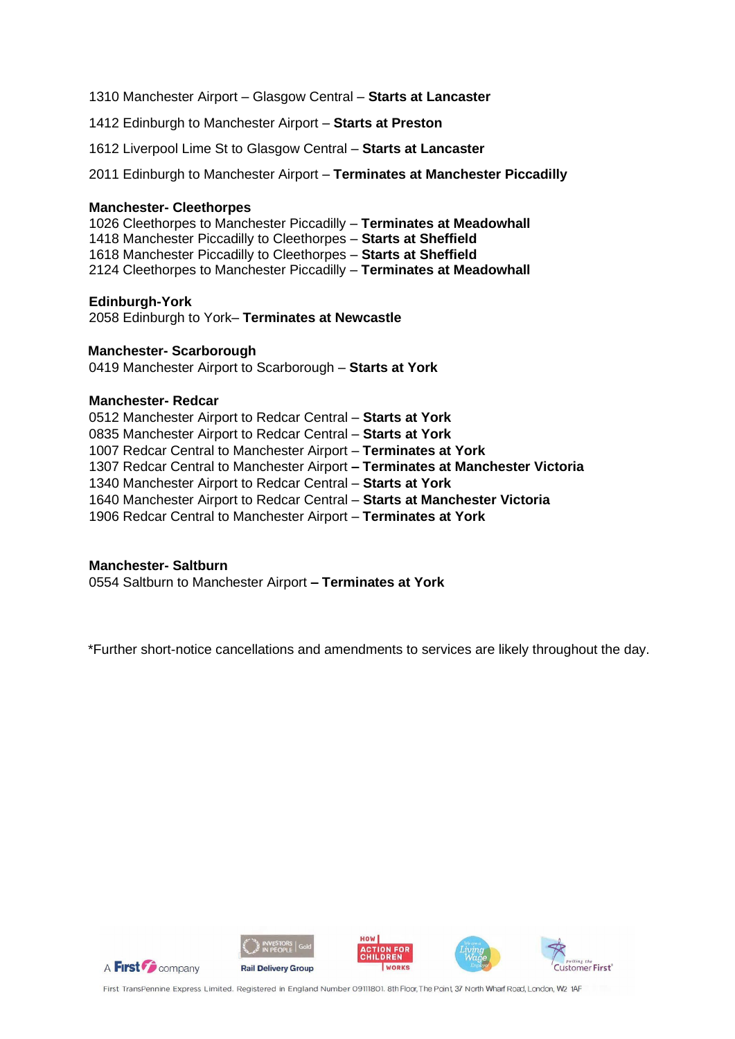1310 Manchester Airport – Glasgow Central – **Starts at Lancaster**

1412 Edinburgh to Manchester Airport – **Starts at Preston**

1612 Liverpool Lime St to Glasgow Central – **Starts at Lancaster**

2011 Edinburgh to Manchester Airport – **Terminates at Manchester Piccadilly**

**Manchester- Cleethorpes**
1026 Cleethorpes to Manchester Piccadilly – **Terminates at Meadowhall**
1418 Manchester Piccadilly to Cleethorpes – **Starts at Sheffield**
1618 Manchester Piccadilly to Cleethorpes – **Starts at Sheffield**
2124 Cleethorpes to Manchester Piccadilly – **Terminates at Meadowhall**

**Edinburgh-York**
2058 Edinburgh to York– **Terminates at Newcastle**

**Manchester- Scarborough**
0419 Manchester Airport to Scarborough – **Starts at York**

**Manchester- Redcar**
0512 Manchester Airport to Redcar Central – **Starts at York**
0835 Manchester Airport to Redcar Central – **Starts at York**
1007 Redcar Central to Manchester Airport – **Terminates at York**
1307 Redcar Central to Manchester Airport **– Terminates at Manchester Victoria**
1340 Manchester Airport to Redcar Central – **Starts at York**
1640 Manchester Airport to Redcar Central – **Starts at Manchester Victoria**
1906 Redcar Central to Manchester Airport – **Terminates at York**

**Manchester- Saltburn**
0554 Saltburn to Manchester Airport **– Terminates at York**

*Further short-notice cancellations and amendments to services are likely throughout the day.

A First company | Investors in People Gold | Rail Delivery Group | How Action for Children Works | Living Wage Employer | Putting the Customer First

First TransPennine Express Limited. Registered in England Number 09111801. 8th Floor, The Point, 37 North Wharf Road, London, W2 1AF